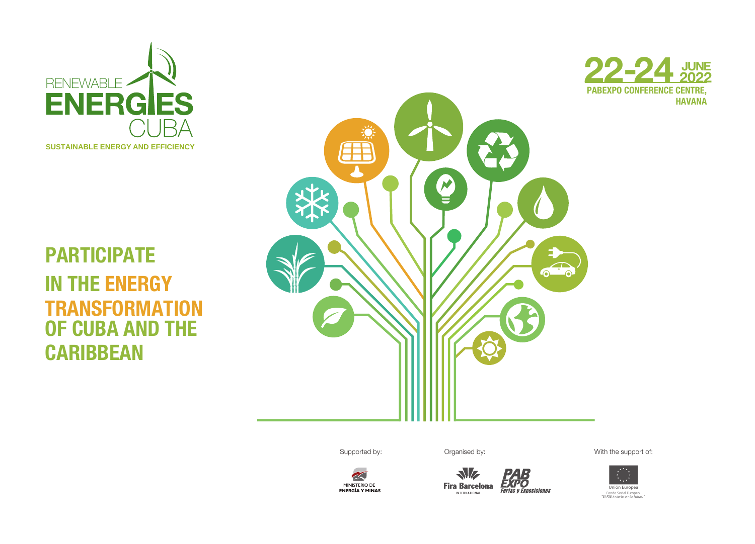# RENEWABLE ENERGIES CUBA

**SUSTAINABLE ENERGY AND EFFICIENCY**

**22-24 JUNE 2022**
**PABEXPO CONFERENCE CENTRE, HAVANA**

## PARTICIPATE IN THE ENERGY TRANSFORMATION OF CUBA AND THE CARIBBEAN

Supported by:

MINISTERIO DE ENERGÍA Y MINAS

Organised by:

Fira Barcelona INTERNATIONAL

PAB EXPO Ferias y Exposiciones

With the support of:

Unión Europea
Fondo Social Europeo
"El FSE invierte en tu futuro"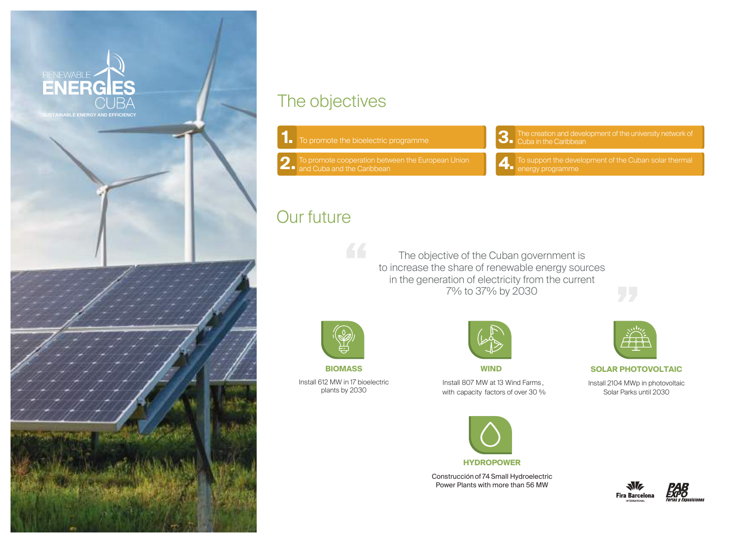RENEWABLE ENERGIES CUBA

SUSTAINABLE ENERGY AND EFFICIENCY

## The objectives

**1.** To promote the bioelectric programme

**2.** To promote cooperation between the European Union and Cuba and the Caribbean

**3.** The creation and development of the university network of Cuba in the Caribbean

**4.** To support the development of the Cuban solar thermal energy programme

## Our future

> "The objective of the Cuban government is to increase the share of renewable energy sources in the generation of electricity from the current 7% to 37% by 2030"

**BIOMASS**

Install 612 MW in 17 bioelectric plants by 2030

**WIND**

Install 807 MW at 13 Wind Farms, with capacity factors of over 30 %

**SOLAR PHOTOVOLTAIC**

Install 2104 MWp in photovoltaic Solar Parks until 2030

**HYDROPOWER**

Construcción of 74 Small Hydroelectric Power Plants with more than 56 MW

Fira Barcelona International

PAB EXPO Ferias y Exposiciones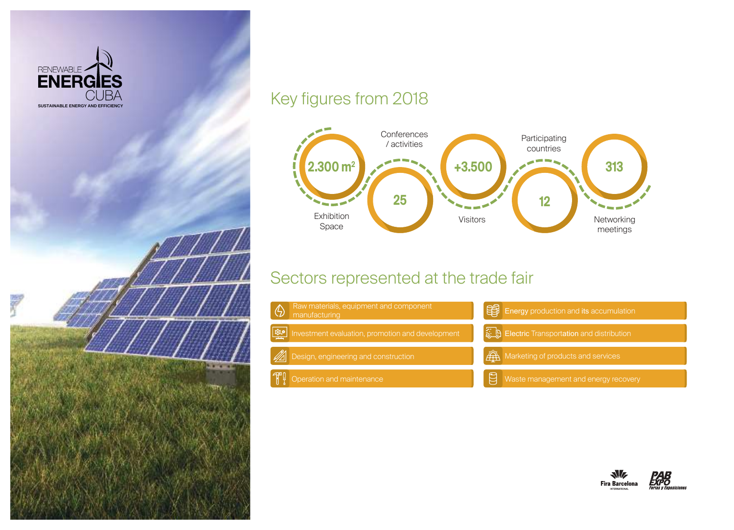RENEWABLE ENERGIES CUBA

SUSTAINABLE ENERGY AND EFFICIENCY

## Key figures from 2018

- **2.300 m²** Exhibition Space
- **25** Conferences / activities
- **+3.500** Visitors
- **12** Participating countries
- **313** Networking meetings

## Sectors represented at the trade fair

- Raw materials, equipment and component manufacturing
- Investment evaluation, promotion and development
- Design, engineering and construction
- Operation and maintenance
- Energy production and its accumulation
- Electric Transportation and distribution
- Marketing of products and services
- Waste management and energy recovery

Fira Barcelona International

PABEXPO Ferias y Exposiciones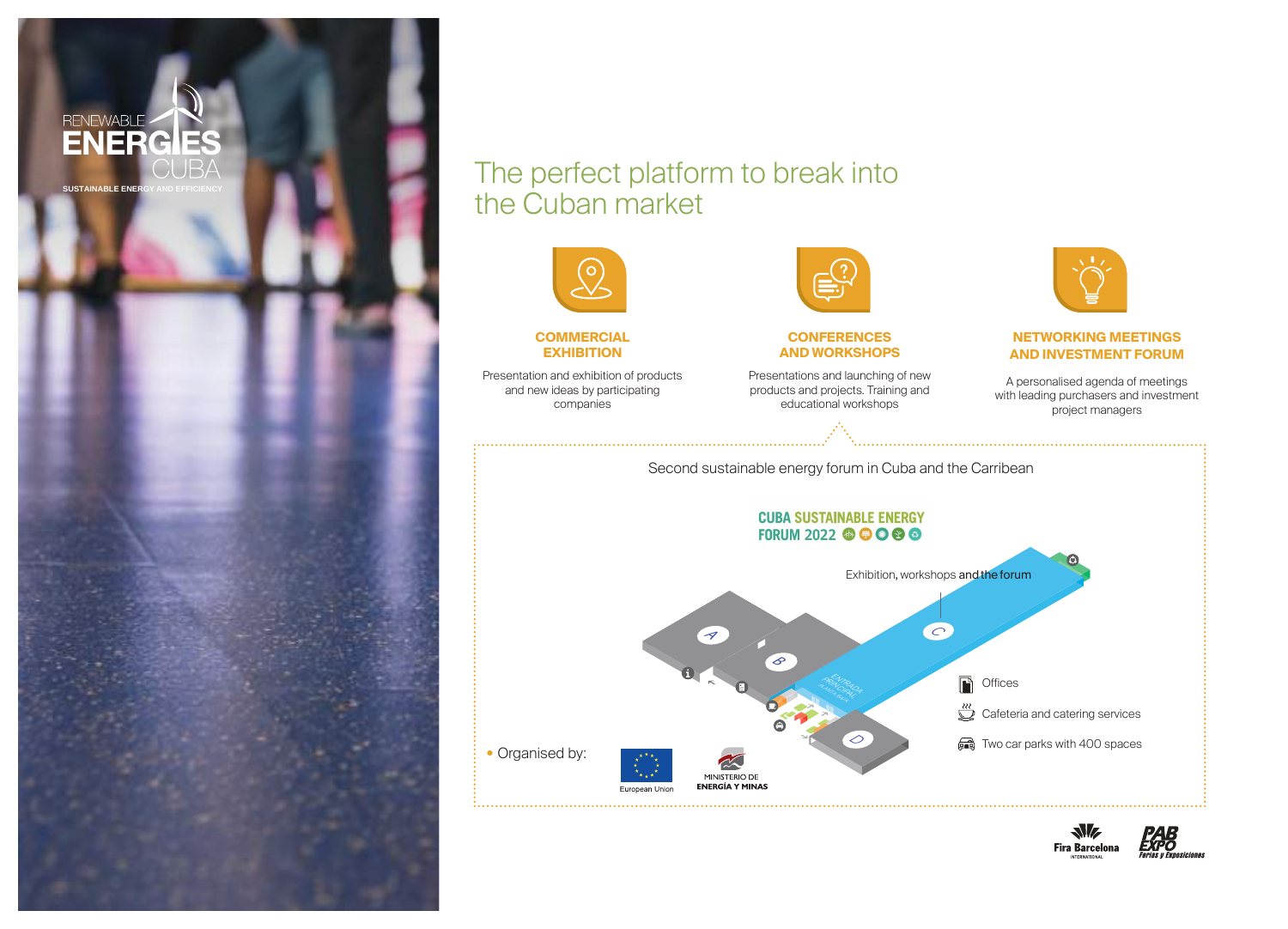RENEWABLE ENERGIES CUBA

SUSTAINABLE ENERGY AND EFFICIENCY

# The perfect platform to break into the Cuban market

### COMMERCIAL EXHIBITION

Presentation and exhibition of products and new ideas by participating companies

### CONFERENCES AND WORKSHOPS

Presentations and launching of new products and projects. Training and educational workshops

### NETWORKING MEETINGS AND INVESTMENT FORUM

A personalised agenda of meetings with leading purchasers and investment project managers

Second sustainable energy forum in Cuba and the Carribean

**CUBA SUSTAINABLE ENERGY FORUM 2022**

Exhibition, workshops and the forum

A B C D

ENTRADA PRINCIPAL

- Offices
- Cafeteria and catering services
- Two car parks with 400 spaces

- Organised by:

European Union

MINISTERIO DE ENERGÍA Y MINAS

Fira Barcelona INTERNATIONAL

PABEXPO Ferias y Exposiciones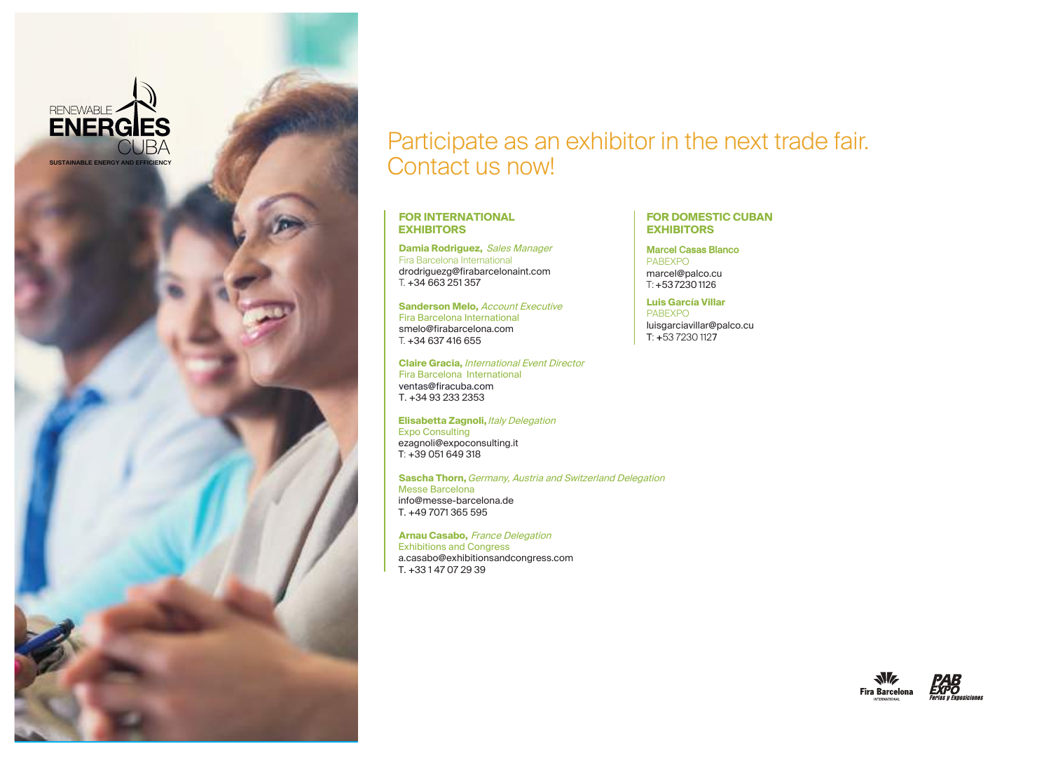RENEWABLE ENERGIES CUBA

SUSTAINABLE ENERGY AND EFFICIENCY

# Participate as an exhibitor in the next trade fair. Contact us now!

## FOR INTERNATIONAL EXHIBITORS

**Damia Rodriguez,** *Sales Manager*
Fira Barcelona International
drodriguezg@firabarcelonaint.com
T. +34 663 251 357

**Sanderson Melo,** *Account Executive*
Fira Barcelona International
smelo@firabarcelona.com
T. +34 637 416 655

**Claire Gracia,** *International Event Director*
Fira Barcelona International
ventas@firacuba.com
T. +34 93 233 2353

**Elisabetta Zagnoli,** *Italy Delegation*
Expo Consulting
ezagnoli@expoconsulting.it
T: +39 051 649 318

**Sascha Thorn,** *Germany, Austria and Switzerland Delegation*
Messe Barcelona
info@messe-barcelona.de
T. +49 7071 365 595

**Arnau Casabo,** *France Delegation*
Exhibitions and Congress
a.casabo@exhibitionsandcongress.com
T. +33 1 47 07 29 39

## FOR DOMESTIC CUBAN EXHIBITORS

**Marcel Casas Blanco**
PABEXPO
marcel@palco.cu
T: +53 7230 1126

**Luis García Villar**
PABEXPO
luisgarciavillar@palco.cu
T: +53 7230 1127

Fira Barcelona INTERNATIONAL

PABEXPO Ferias y Exposiciones